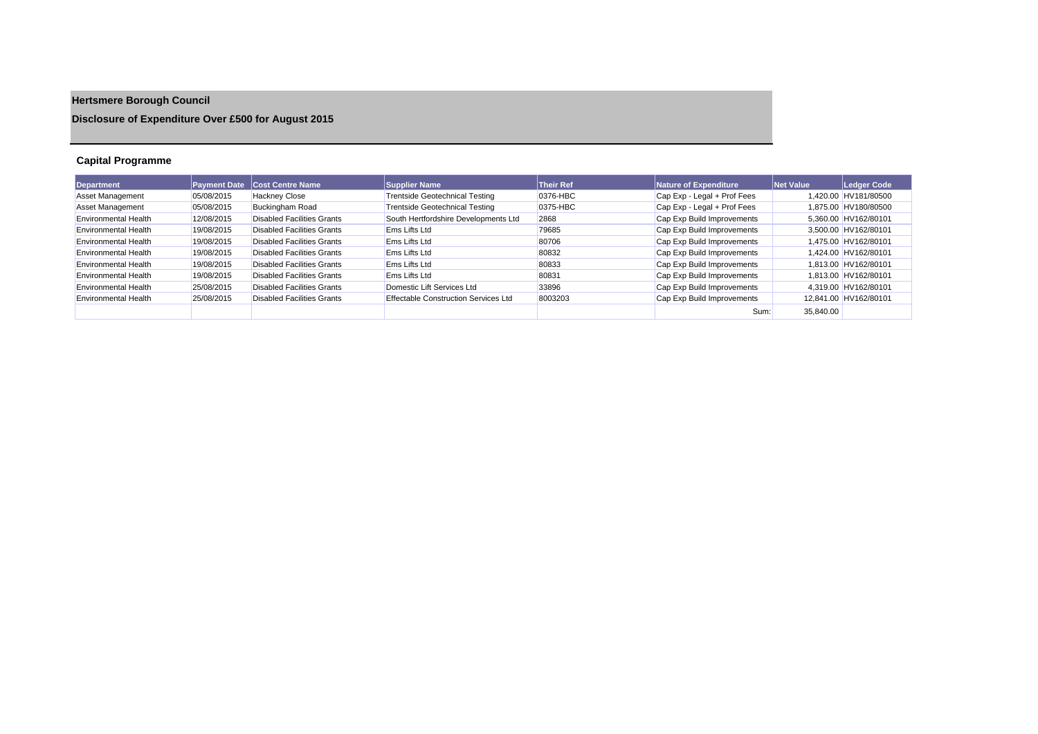# Hertsmere Borough Council

## Disclosure of Expenditure Over £500 for August 2015

### Capital Programme

| Department | Payment Date | Cost Centre Name | Supplier Name | Their Ref | Nature of Expenditure | Net Value | Ledger Code |
|---|---|---|---|---|---|---|---|
| Asset Management | 05/08/2015 | Hackney Close | Trentside Geotechnical Testing | 0376-HBC | Cap Exp - Legal + Prof Fees | 1,420.00 | HV181/80500 |
| Asset Management | 05/08/2015 | Buckingham Road | Trentside Geotechnical Testing | 0375-HBC | Cap Exp - Legal + Prof Fees | 1,875.00 | HV180/80500 |
| Environmental Health | 12/08/2015 | Disabled Facilities Grants | South Hertfordshire Developments Ltd | 2868 | Cap Exp Build Improvements | 5,360.00 | HV162/80101 |
| Environmental Health | 19/08/2015 | Disabled Facilities Grants | Ems Lifts Ltd | 79685 | Cap Exp Build Improvements | 3,500.00 | HV162/80101 |
| Environmental Health | 19/08/2015 | Disabled Facilities Grants | Ems Lifts Ltd | 80706 | Cap Exp Build Improvements | 1,475.00 | HV162/80101 |
| Environmental Health | 19/08/2015 | Disabled Facilities Grants | Ems Lifts Ltd | 80832 | Cap Exp Build Improvements | 1,424.00 | HV162/80101 |
| Environmental Health | 19/08/2015 | Disabled Facilities Grants | Ems Lifts Ltd | 80833 | Cap Exp Build Improvements | 1,813.00 | HV162/80101 |
| Environmental Health | 19/08/2015 | Disabled Facilities Grants | Ems Lifts Ltd | 80831 | Cap Exp Build Improvements | 1,813.00 | HV162/80101 |
| Environmental Health | 25/08/2015 | Disabled Facilities Grants | Domestic Lift Services Ltd | 33896 | Cap Exp Build Improvements | 4,319.00 | HV162/80101 |
| Environmental Health | 25/08/2015 | Disabled Facilities Grants | Effectable Construction Services Ltd | 8003203 | Cap Exp Build Improvements | 12,841.00 | HV162/80101 |
| | | | | | Sum: | 35,840.00 | |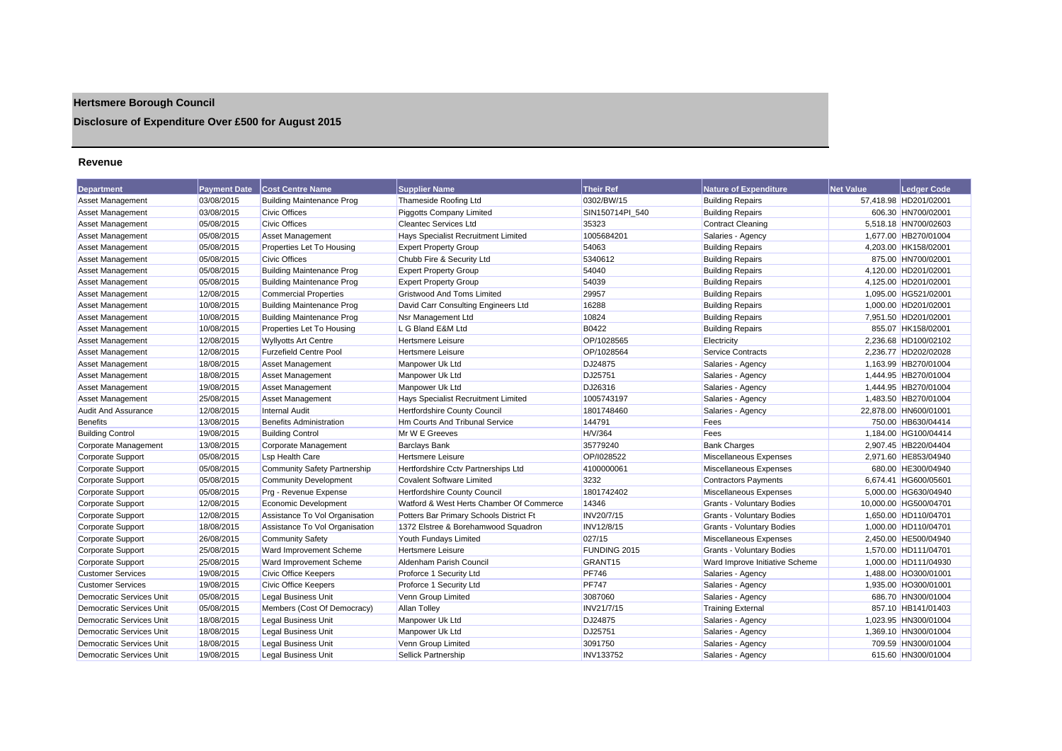# Hertsmere Borough Council

## Disclosure of Expenditure Over £500 for August 2015

### Revenue

| Department | Payment Date | Cost Centre Name | Supplier Name | Their Ref | Nature of Expenditure | Net Value | Ledger Code |
|---|---|---|---|---|---|---|---|
| Asset Management | 03/08/2015 | Building Maintenance Prog | Thameside Roofing Ltd | 0302/BW/15 | Building Repairs | 57,418.98 | HD201/02001 |
| Asset Management | 03/08/2015 | Civic Offices | Piggotts Company Limited | SIN150714PI_540 | Building Repairs | 606.30 | HN700/02001 |
| Asset Management | 05/08/2015 | Civic Offices | Cleantec Services Ltd | 35323 | Contract Cleaning | 5,518.18 | HN700/02603 |
| Asset Management | 05/08/2015 | Asset Management | Hays Specialist Recruitment Limited | 1005684201 | Salaries - Agency | 1,677.00 | HB270/01004 |
| Asset Management | 05/08/2015 | Properties Let To Housing | Expert Property Group | 54063 | Building Repairs | 4,203.00 | HK158/02001 |
| Asset Management | 05/08/2015 | Civic Offices | Chubb Fire & Security Ltd | 5340612 | Building Repairs | 875.00 | HN700/02001 |
| Asset Management | 05/08/2015 | Building Maintenance Prog | Expert Property Group | 54040 | Building Repairs | 4,120.00 | HD201/02001 |
| Asset Management | 05/08/2015 | Building Maintenance Prog | Expert Property Group | 54039 | Building Repairs | 4,125.00 | HD201/02001 |
| Asset Management | 12/08/2015 | Commercial Properties | Gristwood And Toms Limited | 29957 | Building Repairs | 1,095.00 | HG521/02001 |
| Asset Management | 10/08/2015 | Building Maintenance Prog | David Carr Consulting Engineers Ltd | 16288 | Building Repairs | 1,000.00 | HD201/02001 |
| Asset Management | 10/08/2015 | Building Maintenance Prog | Nsr Management Ltd | 10824 | Building Repairs | 7,951.50 | HD201/02001 |
| Asset Management | 10/08/2015 | Properties Let To Housing | L G Bland E&M Ltd | B0422 | Building Repairs | 855.07 | HK158/02001 |
| Asset Management | 12/08/2015 | Wyllyotts Art Centre | Hertsmere Leisure | OP/1028565 | Electricity | 2,236.68 | HD100/02102 |
| Asset Management | 12/08/2015 | Furzefield Centre Pool | Hertsmere Leisure | OP/1028564 | Service Contracts | 2,236.77 | HD202/02028 |
| Asset Management | 18/08/2015 | Asset Management | Manpower Uk Ltd | DJ24875 | Salaries - Agency | 1,163.99 | HB270/01004 |
| Asset Management | 18/08/2015 | Asset Management | Manpower Uk Ltd | DJ25751 | Salaries - Agency | 1,444.95 | HB270/01004 |
| Asset Management | 19/08/2015 | Asset Management | Manpower Uk Ltd | DJ26316 | Salaries - Agency | 1,444.95 | HB270/01004 |
| Asset Management | 25/08/2015 | Asset Management | Hays Specialist Recruitment Limited | 1005743197 | Salaries - Agency | 1,483.50 | HB270/01004 |
| Audit And Assurance | 12/08/2015 | Internal Audit | Hertfordshire County Council | 1801748460 | Salaries - Agency | 22,878.00 | HN600/01001 |
| Benefits | 13/08/2015 | Benefits Administration | Hm Courts And Tribunal Service | 144791 | Fees | 750.00 | HB630/04414 |
| Building Control | 19/08/2015 | Building Control | Mr W E Greeves | H/V/364 | Fees | 1,184.00 | HG100/04414 |
| Corporate Management | 13/08/2015 | Corporate Management | Barclays Bank | 35779240 | Bank Charges | 2,907.45 | HB220/04404 |
| Corporate Support | 05/08/2015 | Lsp Health Care | Hertsmere Leisure | OP/I028522 | Miscellaneous Expenses | 2,971.60 | HE853/04940 |
| Corporate Support | 05/08/2015 | Community Safety Partnership | Hertfordshire Cctv Partnerships Ltd | 4100000061 | Miscellaneous Expenses | 680.00 | HE300/04940 |
| Corporate Support | 05/08/2015 | Community Development | Covalent Software Limited | 3232 | Contractors Payments | 6,674.41 | HG600/05601 |
| Corporate Support | 05/08/2015 | Prg - Revenue Expense | Hertfordshire County Council | 1801742402 | Miscellaneous Expenses | 5,000.00 | HG630/04940 |
| Corporate Support | 12/08/2015 | Economic Development | Watford & West Herts Chamber Of Commerce | 14346 | Grants - Voluntary Bodies | 10,000.00 | HG500/04701 |
| Corporate Support | 12/08/2015 | Assistance To Vol Organisation | Potters Bar Primary Schools District Ft | INV20/7/15 | Grants - Voluntary Bodies | 1,650.00 | HD110/04701 |
| Corporate Support | 18/08/2015 | Assistance To Vol Organisation | 1372 Elstree & Borehamwood Squadron | INV12/8/15 | Grants - Voluntary Bodies | 1,000.00 | HD110/04701 |
| Corporate Support | 26/08/2015 | Community Safety | Youth Fundays Limited | 027/15 | Miscellaneous Expenses | 2,450.00 | HE500/04940 |
| Corporate Support | 25/08/2015 | Ward Improvement Scheme | Hertsmere Leisure | FUNDING 2015 | Grants - Voluntary Bodies | 1,570.00 | HD111/04701 |
| Corporate Support | 25/08/2015 | Ward Improvement Scheme | Aldenham Parish Council | GRANT15 | Ward Improve Initiative Scheme | 1,000.00 | HD111/04930 |
| Customer Services | 19/08/2015 | Civic Office Keepers | Proforce 1 Security Ltd | PF746 | Salaries - Agency | 1,488.00 | HO300/01001 |
| Customer Services | 19/08/2015 | Civic Office Keepers | Proforce 1 Security Ltd | PF747 | Salaries - Agency | 1,935.00 | HO300/01001 |
| Democratic Services Unit | 05/08/2015 | Legal Business Unit | Venn Group Limited | 3087060 | Salaries - Agency | 686.70 | HN300/01004 |
| Democratic Services Unit | 05/08/2015 | Members (Cost Of Democracy) | Allan Tolley | INV21/7/15 | Training External | 857.10 | HB141/01403 |
| Democratic Services Unit | 18/08/2015 | Legal Business Unit | Manpower Uk Ltd | DJ24875 | Salaries - Agency | 1,023.95 | HN300/01004 |
| Democratic Services Unit | 18/08/2015 | Legal Business Unit | Manpower Uk Ltd | DJ25751 | Salaries - Agency | 1,369.10 | HN300/01004 |
| Democratic Services Unit | 18/08/2015 | Legal Business Unit | Venn Group Limited | 3091750 | Salaries - Agency | 709.59 | HN300/01004 |
| Democratic Services Unit | 19/08/2015 | Legal Business Unit | Sellick Partnership | INV133752 | Salaries - Agency | 615.60 | HN300/01004 |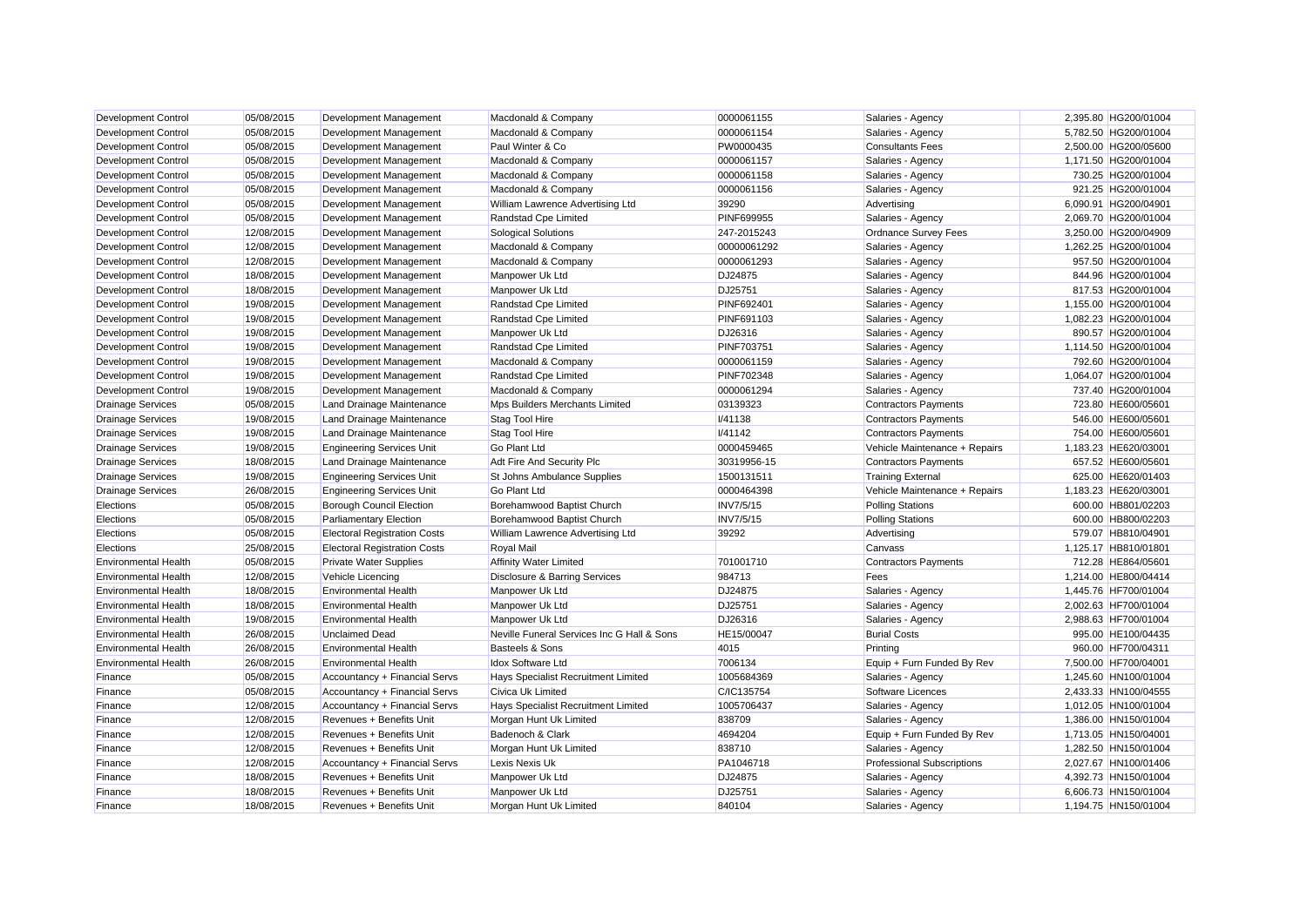| Development Control | 05/08/2015 | Development Management | Macdonald & Company | 0000061155 | Salaries - Agency | 2,395.80 | HG200/01004 |
|---|---|---|---|---|---|---|---|
| Development Control | 05/08/2015 | Development Management | Macdonald & Company | 0000061154 | Salaries - Agency | 5,782.50 | HG200/01004 |
| Development Control | 05/08/2015 | Development Management | Paul Winter & Co | PW0000435 | Consultants Fees | 2,500.00 | HG200/05600 |
| Development Control | 05/08/2015 | Development Management | Macdonald & Company | 0000061157 | Salaries - Agency | 1,171.50 | HG200/01004 |
| Development Control | 05/08/2015 | Development Management | Macdonald & Company | 0000061158 | Salaries - Agency | 730.25 | HG200/01004 |
| Development Control | 05/08/2015 | Development Management | Macdonald & Company | 0000061156 | Salaries - Agency | 921.25 | HG200/01004 |
| Development Control | 05/08/2015 | Development Management | William Lawrence Advertising Ltd | 39290 | Advertising | 6,090.91 | HG200/04901 |
| Development Control | 05/08/2015 | Development Management | Randstad Cpe Limited | PINF699955 | Salaries - Agency | 2,069.70 | HG200/01004 |
| Development Control | 12/08/2015 | Development Management | Sological Solutions | 247-2015243 | Ordnance Survey Fees | 3,250.00 | HG200/04909 |
| Development Control | 12/08/2015 | Development Management | Macdonald & Company | 00000061292 | Salaries - Agency | 1,262.25 | HG200/01004 |
| Development Control | 12/08/2015 | Development Management | Macdonald & Company | 0000061293 | Salaries - Agency | 957.50 | HG200/01004 |
| Development Control | 18/08/2015 | Development Management | Manpower Uk Ltd | DJ24875 | Salaries - Agency | 844.96 | HG200/01004 |
| Development Control | 18/08/2015 | Development Management | Manpower Uk Ltd | DJ25751 | Salaries - Agency | 817.53 | HG200/01004 |
| Development Control | 19/08/2015 | Development Management | Randstad Cpe Limited | PINF692401 | Salaries - Agency | 1,155.00 | HG200/01004 |
| Development Control | 19/08/2015 | Development Management | Randstad Cpe Limited | PINF691103 | Salaries - Agency | 1,082.23 | HG200/01004 |
| Development Control | 19/08/2015 | Development Management | Manpower Uk Ltd | DJ26316 | Salaries - Agency | 890.57 | HG200/01004 |
| Development Control | 19/08/2015 | Development Management | Randstad Cpe Limited | PINF703751 | Salaries - Agency | 1,114.50 | HG200/01004 |
| Development Control | 19/08/2015 | Development Management | Macdonald & Company | 0000061159 | Salaries - Agency | 792.60 | HG200/01004 |
| Development Control | 19/08/2015 | Development Management | Randstad Cpe Limited | PINF702348 | Salaries - Agency | 1,064.07 | HG200/01004 |
| Development Control | 19/08/2015 | Development Management | Macdonald & Company | 0000061294 | Salaries - Agency | 737.40 | HG200/01004 |
| Drainage Services | 05/08/2015 | Land Drainage Maintenance | Mps Builders Merchants Limited | 03139323 | Contractors Payments | 723.80 | HE600/05601 |
| Drainage Services | 19/08/2015 | Land Drainage Maintenance | Stag Tool Hire | I/41138 | Contractors Payments | 546.00 | HE600/05601 |
| Drainage Services | 19/08/2015 | Land Drainage Maintenance | Stag Tool Hire | I/41142 | Contractors Payments | 754.00 | HE600/05601 |
| Drainage Services | 19/08/2015 | Engineering Services Unit | Go Plant Ltd | 0000459465 | Vehicle Maintenance + Repairs | 1,183.23 | HE620/03001 |
| Drainage Services | 18/08/2015 | Land Drainage Maintenance | Adt Fire And Security Plc | 30319956-15 | Contractors Payments | 657.52 | HE600/05601 |
| Drainage Services | 19/08/2015 | Engineering Services Unit | St Johns Ambulance Supplies | 1500131511 | Training External | 625.00 | HE620/01403 |
| Drainage Services | 26/08/2015 | Engineering Services Unit | Go Plant Ltd | 0000464398 | Vehicle Maintenance + Repairs | 1,183.23 | HE620/03001 |
| Elections | 05/08/2015 | Borough Council Election | Borehamwood Baptist Church | INV7/5/15 | Polling Stations | 600.00 | HB801/02203 |
| Elections | 05/08/2015 | Parliamentary Election | Borehamwood Baptist Church | INV7/5/15 | Polling Stations | 600.00 | HB800/02203 |
| Elections | 05/08/2015 | Electoral Registration Costs | William Lawrence Advertising Ltd | 39292 | Advertising | 579.07 | HB810/04901 |
| Elections | 25/08/2015 | Electoral Registration Costs | Royal Mail | | Canvass | 1,125.17 | HB810/01801 |
| Environmental Health | 05/08/2015 | Private Water Supplies | Affinity Water Limited | 701001710 | Contractors Payments | 712.28 | HE864/05601 |
| Environmental Health | 12/08/2015 | Vehicle Licencing | Disclosure & Barring Services | 984713 | Fees | 1,214.00 | HE800/04414 |
| Environmental Health | 18/08/2015 | Environmental Health | Manpower Uk Ltd | DJ24875 | Salaries - Agency | 1,445.76 | HF700/01004 |
| Environmental Health | 18/08/2015 | Environmental Health | Manpower Uk Ltd | DJ25751 | Salaries - Agency | 2,002.63 | HF700/01004 |
| Environmental Health | 19/08/2015 | Environmental Health | Manpower Uk Ltd | DJ26316 | Salaries - Agency | 2,988.63 | HF700/01004 |
| Environmental Health | 26/08/2015 | Unclaimed Dead | Neville Funeral Services Inc G Hall & Sons | HE15/00047 | Burial Costs | 995.00 | HE100/04435 |
| Environmental Health | 26/08/2015 | Environmental Health | Basteels & Sons | 4015 | Printing | 960.00 | HF700/04311 |
| Environmental Health | 26/08/2015 | Environmental Health | Idox Software Ltd | 7006134 | Equip + Furn Funded By Rev | 7,500.00 | HF700/04001 |
| Finance | 05/08/2015 | Accountancy + Financial Servs | Hays Specialist Recruitment Limited | 1005684369 | Salaries - Agency | 1,245.60 | HN100/01004 |
| Finance | 05/08/2015 | Accountancy + Financial Servs | Civica Uk Limited | C/IC135754 | Software Licences | 2,433.33 | HN100/04555 |
| Finance | 12/08/2015 | Accountancy + Financial Servs | Hays Specialist Recruitment Limited | 1005706437 | Salaries - Agency | 1,012.05 | HN100/01004 |
| Finance | 12/08/2015 | Revenues + Benefits Unit | Morgan Hunt Uk Limited | 838709 | Salaries - Agency | 1,386.00 | HN150/01004 |
| Finance | 12/08/2015 | Revenues + Benefits Unit | Badenoch & Clark | 4694204 | Equip + Furn Funded By Rev | 1,713.05 | HN150/04001 |
| Finance | 12/08/2015 | Revenues + Benefits Unit | Morgan Hunt Uk Limited | 838710 | Salaries - Agency | 1,282.50 | HN150/01004 |
| Finance | 12/08/2015 | Accountancy + Financial Servs | Lexis Nexis Uk | PA1046718 | Professional Subscriptions | 2,027.67 | HN100/01406 |
| Finance | 18/08/2015 | Revenues + Benefits Unit | Manpower Uk Ltd | DJ24875 | Salaries - Agency | 4,392.73 | HN150/01004 |
| Finance | 18/08/2015 | Revenues + Benefits Unit | Manpower Uk Ltd | DJ25751 | Salaries - Agency | 6,606.73 | HN150/01004 |
| Finance | 18/08/2015 | Revenues + Benefits Unit | Morgan Hunt Uk Limited | 840104 | Salaries - Agency | 1,194.75 | HN150/01004 |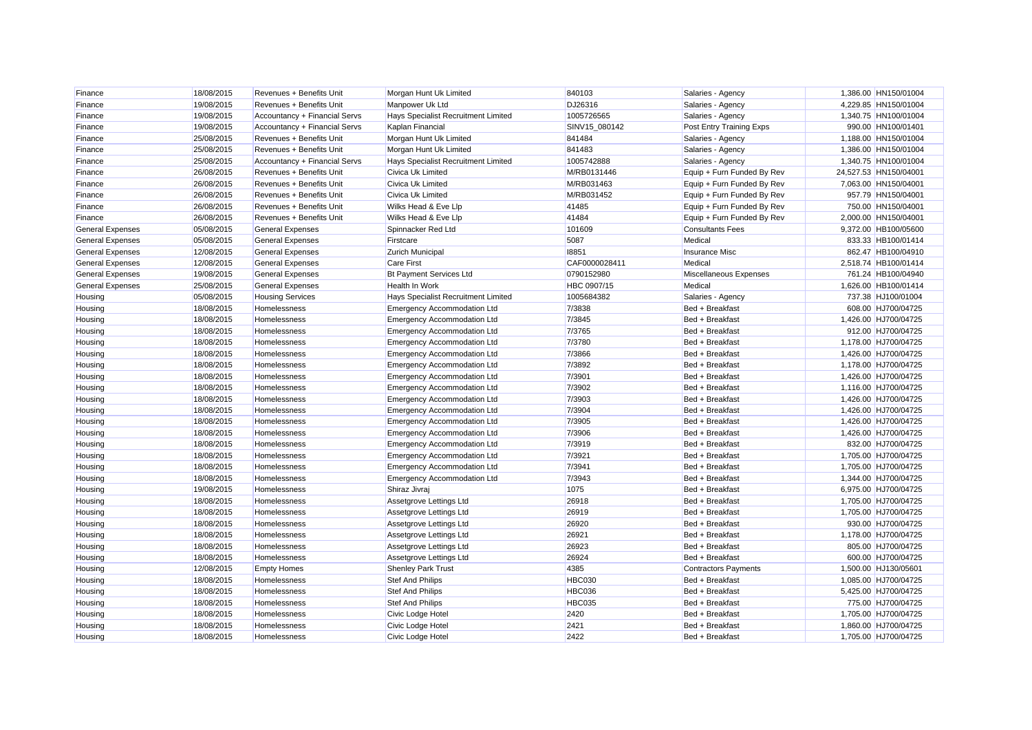| | | | | | | | |
|---|---|---|---|---|---|---|---|
| Finance | 18/08/2015 | Revenues + Benefits Unit | Morgan Hunt Uk Limited | 840103 | Salaries - Agency | 1,386.00 | HN150/01004 |
| Finance | 19/08/2015 | Revenues + Benefits Unit | Manpower Uk Ltd | DJ26316 | Salaries - Agency | 4,229.85 | HN150/01004 |
| Finance | 19/08/2015 | Accountancy + Financial Servs | Hays Specialist Recruitment Limited | 1005726565 | Salaries - Agency | 1,340.75 | HN100/01004 |
| Finance | 19/08/2015 | Accountancy + Financial Servs | Kaplan Financial | SINV15_080142 | Post Entry Training Exps | 990.00 | HN100/01401 |
| Finance | 25/08/2015 | Revenues + Benefits Unit | Morgan Hunt Uk Limited | 841484 | Salaries - Agency | 1,188.00 | HN150/01004 |
| Finance | 25/08/2015 | Revenues + Benefits Unit | Morgan Hunt Uk Limited | 841483 | Salaries - Agency | 1,386.00 | HN150/01004 |
| Finance | 25/08/2015 | Accountancy + Financial Servs | Hays Specialist Recruitment Limited | 1005742888 | Salaries - Agency | 1,340.75 | HN100/01004 |
| Finance | 26/08/2015 | Revenues + Benefits Unit | Civica Uk Limited | M/RB0131446 | Equip + Furn Funded By Rev | 24,527.53 | HN150/04001 |
| Finance | 26/08/2015 | Revenues + Benefits Unit | Civica Uk Limited | M/RB031463 | Equip + Furn Funded By Rev | 7,063.00 | HN150/04001 |
| Finance | 26/08/2015 | Revenues + Benefits Unit | Civica Uk Limited | M/RB031452 | Equip + Furn Funded By Rev | 957.79 | HN150/04001 |
| Finance | 26/08/2015 | Revenues + Benefits Unit | Wilks Head & Eve Llp | 41485 | Equip + Furn Funded By Rev | 750.00 | HN150/04001 |
| Finance | 26/08/2015 | Revenues + Benefits Unit | Wilks Head & Eve Llp | 41484 | Equip + Furn Funded By Rev | 2,000.00 | HN150/04001 |
| General Expenses | 05/08/2015 | General Expenses | Spinnacker Red Ltd | 101609 | Consultants Fees | 9,372.00 | HB100/05600 |
| General Expenses | 05/08/2015 | General Expenses | Firstcare | 5087 | Medical | 833.33 | HB100/01414 |
| General Expenses | 12/08/2015 | General Expenses | Zurich Municipal | I8851 | Insurance Misc | 862.47 | HB100/04910 |
| General Expenses | 12/08/2015 | General Expenses | Care First | CAF0000028411 | Medical | 2,518.74 | HB100/01414 |
| General Expenses | 19/08/2015 | General Expenses | Bt Payment Services Ltd | 0790152980 | Miscellaneous Expenses | 761.24 | HB100/04940 |
| General Expenses | 25/08/2015 | General Expenses | Health In Work | HBC 0907/15 | Medical | 1,626.00 | HB100/01414 |
| Housing | 05/08/2015 | Housing Services | Hays Specialist Recruitment Limited | 1005684382 | Salaries - Agency | 737.38 | HJ100/01004 |
| Housing | 18/08/2015 | Homelessness | Emergency Accommodation Ltd | 7/3838 | Bed + Breakfast | 608.00 | HJ700/04725 |
| Housing | 18/08/2015 | Homelessness | Emergency Accommodation Ltd | 7/3845 | Bed + Breakfast | 1,426.00 | HJ700/04725 |
| Housing | 18/08/2015 | Homelessness | Emergency Accommodation Ltd | 7/3765 | Bed + Breakfast | 912.00 | HJ700/04725 |
| Housing | 18/08/2015 | Homelessness | Emergency Accommodation Ltd | 7/3780 | Bed + Breakfast | 1,178.00 | HJ700/04725 |
| Housing | 18/08/2015 | Homelessness | Emergency Accommodation Ltd | 7/3866 | Bed + Breakfast | 1,426.00 | HJ700/04725 |
| Housing | 18/08/2015 | Homelessness | Emergency Accommodation Ltd | 7/3892 | Bed + Breakfast | 1,178.00 | HJ700/04725 |
| Housing | 18/08/2015 | Homelessness | Emergency Accommodation Ltd | 7/3901 | Bed + Breakfast | 1,426.00 | HJ700/04725 |
| Housing | 18/08/2015 | Homelessness | Emergency Accommodation Ltd | 7/3902 | Bed + Breakfast | 1,116.00 | HJ700/04725 |
| Housing | 18/08/2015 | Homelessness | Emergency Accommodation Ltd | 7/3903 | Bed + Breakfast | 1,426.00 | HJ700/04725 |
| Housing | 18/08/2015 | Homelessness | Emergency Accommodation Ltd | 7/3904 | Bed + Breakfast | 1,426.00 | HJ700/04725 |
| Housing | 18/08/2015 | Homelessness | Emergency Accommodation Ltd | 7/3905 | Bed + Breakfast | 1,426.00 | HJ700/04725 |
| Housing | 18/08/2015 | Homelessness | Emergency Accommodation Ltd | 7/3906 | Bed + Breakfast | 1,426.00 | HJ700/04725 |
| Housing | 18/08/2015 | Homelessness | Emergency Accommodation Ltd | 7/3919 | Bed + Breakfast | 832.00 | HJ700/04725 |
| Housing | 18/08/2015 | Homelessness | Emergency Accommodation Ltd | 7/3921 | Bed + Breakfast | 1,705.00 | HJ700/04725 |
| Housing | 18/08/2015 | Homelessness | Emergency Accommodation Ltd | 7/3941 | Bed + Breakfast | 1,705.00 | HJ700/04725 |
| Housing | 18/08/2015 | Homelessness | Emergency Accommodation Ltd | 7/3943 | Bed + Breakfast | 1,344.00 | HJ700/04725 |
| Housing | 19/08/2015 | Homelessness | Shiraz Jivraj | 1075 | Bed + Breakfast | 6,975.00 | HJ700/04725 |
| Housing | 18/08/2015 | Homelessness | Assetgrove Lettings Ltd | 26918 | Bed + Breakfast | 1,705.00 | HJ700/04725 |
| Housing | 18/08/2015 | Homelessness | Assetgrove Lettings Ltd | 26919 | Bed + Breakfast | 1,705.00 | HJ700/04725 |
| Housing | 18/08/2015 | Homelessness | Assetgrove Lettings Ltd | 26920 | Bed + Breakfast | 930.00 | HJ700/04725 |
| Housing | 18/08/2015 | Homelessness | Assetgrove Lettings Ltd | 26921 | Bed + Breakfast | 1,178.00 | HJ700/04725 |
| Housing | 18/08/2015 | Homelessness | Assetgrove Lettings Ltd | 26923 | Bed + Breakfast | 805.00 | HJ700/04725 |
| Housing | 18/08/2015 | Homelessness | Assetgrove Lettings Ltd | 26924 | Bed + Breakfast | 600.00 | HJ700/04725 |
| Housing | 12/08/2015 | Empty Homes | Shenley Park Trust | 4385 | Contractors Payments | 1,500.00 | HJ130/05601 |
| Housing | 18/08/2015 | Homelessness | Stef And Philips | HBC030 | Bed + Breakfast | 1,085.00 | HJ700/04725 |
| Housing | 18/08/2015 | Homelessness | Stef And Philips | HBC036 | Bed + Breakfast | 5,425.00 | HJ700/04725 |
| Housing | 18/08/2015 | Homelessness | Stef And Philips | HBC035 | Bed + Breakfast | 775.00 | HJ700/04725 |
| Housing | 18/08/2015 | Homelessness | Civic Lodge Hotel | 2420 | Bed + Breakfast | 1,705.00 | HJ700/04725 |
| Housing | 18/08/2015 | Homelessness | Civic Lodge Hotel | 2421 | Bed + Breakfast | 1,860.00 | HJ700/04725 |
| Housing | 18/08/2015 | Homelessness | Civic Lodge Hotel | 2422 | Bed + Breakfast | 1,705.00 | HJ700/04725 |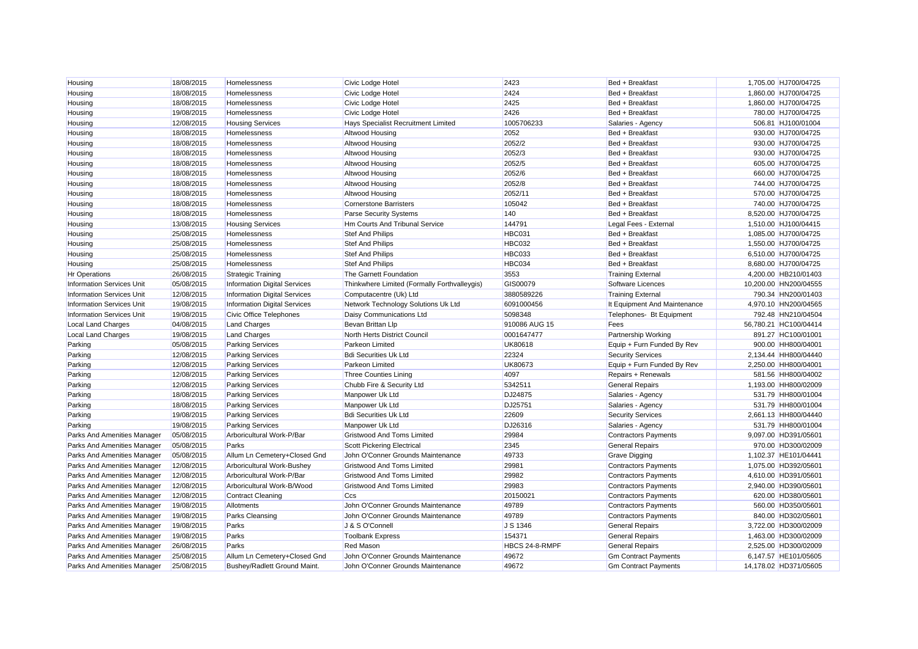| Housing | 18/08/2015 | Homelessness | Civic Lodge Hotel | 2423 | Bed + Breakfast | 1,705.00 | HJ700/04725 |
|---|---|---|---|---|---|---|---|
| Housing | 18/08/2015 | Homelessness | Civic Lodge Hotel | 2424 | Bed + Breakfast | 1,860.00 | HJ700/04725 |
| Housing | 18/08/2015 | Homelessness | Civic Lodge Hotel | 2425 | Bed + Breakfast | 1,860.00 | HJ700/04725 |
| Housing | 19/08/2015 | Homelessness | Civic Lodge Hotel | 2426 | Bed + Breakfast | 780.00 | HJ700/04725 |
| Housing | 12/08/2015 | Housing Services | Hays Specialist Recruitment Limited | 1005706233 | Salaries - Agency | 506.81 | HJ100/01004 |
| Housing | 18/08/2015 | Homelessness | Altwood Housing | 2052 | Bed + Breakfast | 930.00 | HJ700/04725 |
| Housing | 18/08/2015 | Homelessness | Altwood Housing | 2052/2 | Bed + Breakfast | 930.00 | HJ700/04725 |
| Housing | 18/08/2015 | Homelessness | Altwood Housing | 2052/3 | Bed + Breakfast | 930.00 | HJ700/04725 |
| Housing | 18/08/2015 | Homelessness | Altwood Housing | 2052/5 | Bed + Breakfast | 605.00 | HJ700/04725 |
| Housing | 18/08/2015 | Homelessness | Altwood Housing | 2052/6 | Bed + Breakfast | 660.00 | HJ700/04725 |
| Housing | 18/08/2015 | Homelessness | Altwood Housing | 2052/8 | Bed + Breakfast | 744.00 | HJ700/04725 |
| Housing | 18/08/2015 | Homelessness | Altwood Housing | 2052/11 | Bed + Breakfast | 570.00 | HJ700/04725 |
| Housing | 18/08/2015 | Homelessness | Cornerstone Barristers | 105042 | Bed + Breakfast | 740.00 | HJ700/04725 |
| Housing | 18/08/2015 | Homelessness | Parse Security Systems | 140 | Bed + Breakfast | 8,520.00 | HJ700/04725 |
| Housing | 13/08/2015 | Housing Services | Hm Courts And Tribunal Service | 144791 | Legal Fees - External | 1,510.00 | HJ100/04415 |
| Housing | 25/08/2015 | Homelessness | Stef And Philips | HBC031 | Bed + Breakfast | 1,085.00 | HJ700/04725 |
| Housing | 25/08/2015 | Homelessness | Stef And Philips | HBC032 | Bed + Breakfast | 1,550.00 | HJ700/04725 |
| Housing | 25/08/2015 | Homelessness | Stef And Philips | HBC033 | Bed + Breakfast | 6,510.00 | HJ700/04725 |
| Housing | 25/08/2015 | Homelessness | Stef And Philips | HBC034 | Bed + Breakfast | 8,680.00 | HJ700/04725 |
| Hr Operations | 26/08/2015 | Strategic Training | The Garnett Foundation | 3553 | Training External | 4,200.00 | HB210/01403 |
| Information Services Unit | 05/08/2015 | Information Digital Services | Thinkwhere Limited (Formally Forthvalleygis) | GIS00079 | Software Licences | 10,200.00 | HN200/04555 |
| Information Services Unit | 12/08/2015 | Information Digital Services | Computacentre (Uk) Ltd | 3880589226 | Training External | 790.34 | HN200/01403 |
| Information Services Unit | 19/08/2015 | Information Digital Services | Network Technology Solutions Uk Ltd | 6091000456 | It Equipment And Maintenance | 4,970.10 | HN200/04565 |
| Information Services Unit | 19/08/2015 | Civic Office Telephones | Daisy Communications Ltd | 5098348 | Telephones- Bt Equipment | 792.48 | HN210/04504 |
| Local Land Charges | 04/08/2015 | Land Charges | Bevan Brittan Llp | 910086 AUG 15 | Fees | 56,780.21 | HC100/04414 |
| Local Land Charges | 19/08/2015 | Land Charges | North Herts District Council | 0001647477 | Partnership Working | 891.27 | HC100/01001 |
| Parking | 05/08/2015 | Parking Services | Parkeon Limited | UK80618 | Equip + Furn Funded By Rev | 900.00 | HH800/04001 |
| Parking | 12/08/2015 | Parking Services | Bdi Securities Uk Ltd | 22324 | Security Services | 2,134.44 | HH800/04440 |
| Parking | 12/08/2015 | Parking Services | Parkeon Limited | UK80673 | Equip + Furn Funded By Rev | 2,250.00 | HH800/04001 |
| Parking | 12/08/2015 | Parking Services | Three Counties Lining | 4097 | Repairs + Renewals | 581.56 | HH800/04002 |
| Parking | 12/08/2015 | Parking Services | Chubb Fire & Security Ltd | 5342511 | General Repairs | 1,193.00 | HH800/02009 |
| Parking | 18/08/2015 | Parking Services | Manpower Uk Ltd | DJ24875 | Salaries - Agency | 531.79 | HH800/01004 |
| Parking | 18/08/2015 | Parking Services | Manpower Uk Ltd | DJ25751 | Salaries - Agency | 531.79 | HH800/01004 |
| Parking | 19/08/2015 | Parking Services | Bdi Securities Uk Ltd | 22609 | Security Services | 2,661.13 | HH800/04440 |
| Parking | 19/08/2015 | Parking Services | Manpower Uk Ltd | DJ26316 | Salaries - Agency | 531.79 | HH800/01004 |
| Parks And Amenities Manager | 05/08/2015 | Arboricultural Work-P/Bar | Gristwood And Toms Limited | 29984 | Contractors Payments | 9,097.00 | HD391/05601 |
| Parks And Amenities Manager | 05/08/2015 | Parks | Scott Pickering Electrical | 2345 | General Repairs | 970.00 | HD300/02009 |
| Parks And Amenities Manager | 05/08/2015 | Allum Ln Cemetery+Closed Gnd | John O'Conner Grounds Maintenance | 49733 | Grave Digging | 1,102.37 | HE101/04441 |
| Parks And Amenities Manager | 12/08/2015 | Arboricultural Work-Bushey | Gristwood And Toms Limited | 29981 | Contractors Payments | 1,075.00 | HD392/05601 |
| Parks And Amenities Manager | 12/08/2015 | Arboricultural Work-P/Bar | Gristwood And Toms Limited | 29982 | Contractors Payments | 4,610.00 | HD391/05601 |
| Parks And Amenities Manager | 12/08/2015 | Arboricultural Work-B/Wood | Gristwood And Toms Limited | 29983 | Contractors Payments | 2,940.00 | HD390/05601 |
| Parks And Amenities Manager | 12/08/2015 | Contract Cleaning | Ccs | 20150021 | Contractors Payments | 620.00 | HD380/05601 |
| Parks And Amenities Manager | 19/08/2015 | Allotments | John O'Conner Grounds Maintenance | 49789 | Contractors Payments | 560.00 | HD350/05601 |
| Parks And Amenities Manager | 19/08/2015 | Parks Cleansing | John O'Conner Grounds Maintenance | 49789 | Contractors Payments | 840.00 | HD302/05601 |
| Parks And Amenities Manager | 19/08/2015 | Parks | J & S O'Connell | J S 1346 | General Repairs | 3,722.00 | HD300/02009 |
| Parks And Amenities Manager | 19/08/2015 | Parks | Toolbank Express | 154371 | General Repairs | 1,463.00 | HD300/02009 |
| Parks And Amenities Manager | 26/08/2015 | Parks | Red Mason | HBCS 24-8-RMPF | General Repairs | 2,525.00 | HD300/02009 |
| Parks And Amenities Manager | 25/08/2015 | Allum Ln Cemetery+Closed Gnd | John O'Conner Grounds Maintenance | 49672 | Gm Contract Payments | 6,147.57 | HE101/05605 |
| Parks And Amenities Manager | 25/08/2015 | Bushey/Radlett Ground Maint. | John O'Conner Grounds Maintenance | 49672 | Gm Contract Payments | 14,178.02 | HD371/05605 |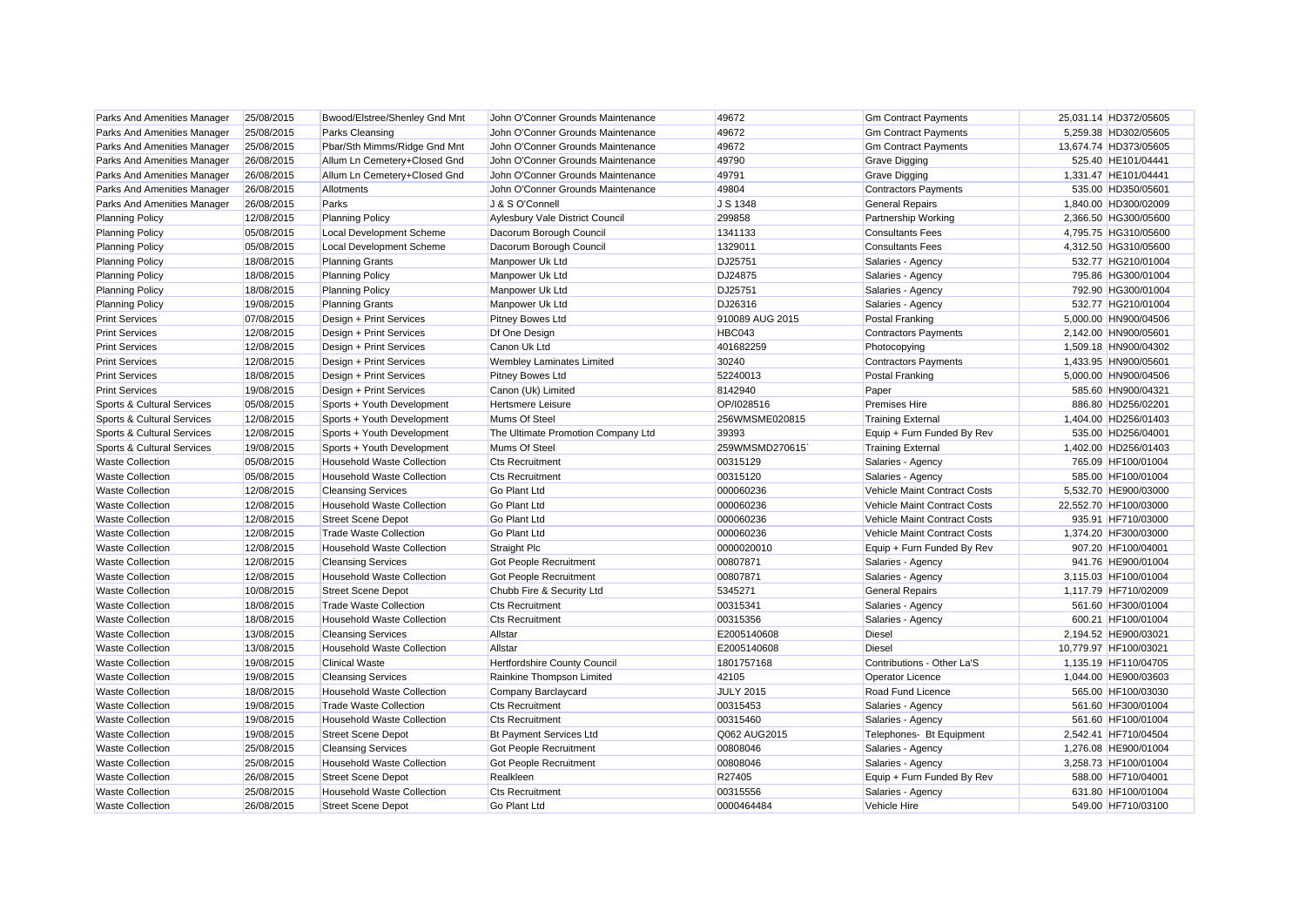| | | | | | | | |
|---|---|---|---|---|---|---|---|
| Parks And Amenities Manager | 25/08/2015 | Bwood/Elstree/Shenley Gnd Mnt | John O'Conner Grounds Maintenance | 49672 | Gm Contract Payments | 25,031.14 | HD372/05605 |
| Parks And Amenities Manager | 25/08/2015 | Parks Cleansing | John O'Conner Grounds Maintenance | 49672 | Gm Contract Payments | 5,259.38 | HD302/05605 |
| Parks And Amenities Manager | 25/08/2015 | Pbar/Sth Mimms/Ridge Gnd Mnt | John O'Conner Grounds Maintenance | 49672 | Gm Contract Payments | 13,674.74 | HD373/05605 |
| Parks And Amenities Manager | 26/08/2015 | Allum Ln Cemetery+Closed Gnd | John O'Conner Grounds Maintenance | 49790 | Grave Digging | 525.40 | HE101/04441 |
| Parks And Amenities Manager | 26/08/2015 | Allum Ln Cemetery+Closed Gnd | John O'Conner Grounds Maintenance | 49791 | Grave Digging | 1,331.47 | HE101/04441 |
| Parks And Amenities Manager | 26/08/2015 | Allotments | John O'Conner Grounds Maintenance | 49804 | Contractors Payments | 535.00 | HD350/05601 |
| Parks And Amenities Manager | 26/08/2015 | Parks | J & S O'Connell | J S 1348 | General Repairs | 1,840.00 | HD300/02009 |
| Planning Policy | 12/08/2015 | Planning Policy | Aylesbury Vale District Council | 299858 | Partnership Working | 2,366.50 | HG300/05600 |
| Planning Policy | 05/08/2015 | Local Development Scheme | Dacorum Borough Council | 1341133 | Consultants Fees | 4,795.75 | HG310/05600 |
| Planning Policy | 05/08/2015 | Local Development Scheme | Dacorum Borough Council | 1329011 | Consultants Fees | 4,312.50 | HG310/05600 |
| Planning Policy | 18/08/2015 | Planning Grants | Manpower Uk Ltd | DJ25751 | Salaries - Agency | 532.77 | HG210/01004 |
| Planning Policy | 18/08/2015 | Planning Policy | Manpower Uk Ltd | DJ24875 | Salaries - Agency | 795.86 | HG300/01004 |
| Planning Policy | 18/08/2015 | Planning Policy | Manpower Uk Ltd | DJ25751 | Salaries - Agency | 792.90 | HG300/01004 |
| Planning Policy | 19/08/2015 | Planning Grants | Manpower Uk Ltd | DJ26316 | Salaries - Agency | 532.77 | HG210/01004 |
| Print Services | 07/08/2015 | Design + Print Services | Pitney Bowes Ltd | 910089 AUG 2015 | Postal Franking | 5,000.00 | HN900/04506 |
| Print Services | 12/08/2015 | Design + Print Services | Df One Design | HBC043 | Contractors Payments | 2,142.00 | HN900/05601 |
| Print Services | 12/08/2015 | Design + Print Services | Canon Uk Ltd | 401682259 | Photocopying | 1,509.18 | HN900/04302 |
| Print Services | 12/08/2015 | Design + Print Services | Wembley Laminates Limited | 30240 | Contractors Payments | 1,433.95 | HN900/05601 |
| Print Services | 18/08/2015 | Design + Print Services | Pitney Bowes Ltd | 52240013 | Postal Franking | 5,000.00 | HN900/04506 |
| Print Services | 19/08/2015 | Design + Print Services | Canon (Uk) Limited | 8142940 | Paper | 585.60 | HN900/04321 |
| Sports & Cultural Services | 05/08/2015 | Sports + Youth Development | Hertsmere Leisure | OP/I028516 | Premises Hire | 886.80 | HD256/02201 |
| Sports & Cultural Services | 12/08/2015 | Sports + Youth Development | Mums Of Steel | 256WMSME020815 | Training External | 1,404.00 | HD256/01403 |
| Sports & Cultural Services | 12/08/2015 | Sports + Youth Development | The Ultimate Promotion Company Ltd | 39393 | Equip + Furn Funded By Rev | 535.00 | HD256/04001 |
| Sports & Cultural Services | 19/08/2015 | Sports + Youth Development | Mums Of Steel | 259WMSMD270615` | Training External | 1,402.00 | HD256/01403 |
| Waste Collection | 05/08/2015 | Household Waste Collection | Cts Recruitment | 00315129 | Salaries - Agency | 765.09 | HF100/01004 |
| Waste Collection | 05/08/2015 | Household Waste Collection | Cts Recruitment | 00315120 | Salaries - Agency | 585.00 | HF100/01004 |
| Waste Collection | 12/08/2015 | Cleansing Services | Go Plant Ltd | 000060236 | Vehicle Maint Contract Costs | 5,532.70 | HE900/03000 |
| Waste Collection | 12/08/2015 | Household Waste Collection | Go Plant Ltd | 000060236 | Vehicle Maint Contract Costs | 22,552.70 | HF100/03000 |
| Waste Collection | 12/08/2015 | Street Scene Depot | Go Plant Ltd | 000060236 | Vehicle Maint Contract Costs | 935.91 | HF710/03000 |
| Waste Collection | 12/08/2015 | Trade Waste Collection | Go Plant Ltd | 000060236 | Vehicle Maint Contract Costs | 1,374.20 | HF300/03000 |
| Waste Collection | 12/08/2015 | Household Waste Collection | Straight Plc | 0000020010 | Equip + Furn Funded By Rev | 907.20 | HF100/04001 |
| Waste Collection | 12/08/2015 | Cleansing Services | Got People Recruitment | 00807871 | Salaries - Agency | 941.76 | HE900/01004 |
| Waste Collection | 12/08/2015 | Household Waste Collection | Got People Recruitment | 00807871 | Salaries - Agency | 3,115.03 | HF100/01004 |
| Waste Collection | 10/08/2015 | Street Scene Depot | Chubb Fire & Security Ltd | 5345271 | General Repairs | 1,117.79 | HF710/02009 |
| Waste Collection | 18/08/2015 | Trade Waste Collection | Cts Recruitment | 00315341 | Salaries - Agency | 561.60 | HF300/01004 |
| Waste Collection | 18/08/2015 | Household Waste Collection | Cts Recruitment | 00315356 | Salaries - Agency | 600.21 | HF100/01004 |
| Waste Collection | 13/08/2015 | Cleansing Services | Allstar | E2005140608 | Diesel | 2,194.52 | HE900/03021 |
| Waste Collection | 13/08/2015 | Household Waste Collection | Allstar | E2005140608 | Diesel | 10,779.97 | HF100/03021 |
| Waste Collection | 19/08/2015 | Clinical Waste | Hertfordshire County Council | 1801757168 | Contributions - Other La'S | 1,135.19 | HF110/04705 |
| Waste Collection | 19/08/2015 | Cleansing Services | Rainkine Thompson Limited | 42105 | Operator Licence | 1,044.00 | HE900/03603 |
| Waste Collection | 18/08/2015 | Household Waste Collection | Company Barclaycard | JULY 2015 | Road Fund Licence | 565.00 | HF100/03030 |
| Waste Collection | 19/08/2015 | Trade Waste Collection | Cts Recruitment | 00315453 | Salaries - Agency | 561.60 | HF300/01004 |
| Waste Collection | 19/08/2015 | Household Waste Collection | Cts Recruitment | 00315460 | Salaries - Agency | 561.60 | HF100/01004 |
| Waste Collection | 19/08/2015 | Street Scene Depot | Bt Payment Services Ltd | Q062 AUG2015 | Telephones- Bt Equipment | 2,542.41 | HF710/04504 |
| Waste Collection | 25/08/2015 | Cleansing Services | Got People Recruitment | 00808046 | Salaries - Agency | 1,276.08 | HE900/01004 |
| Waste Collection | 25/08/2015 | Household Waste Collection | Got People Recruitment | 00808046 | Salaries - Agency | 3,258.73 | HF100/01004 |
| Waste Collection | 26/08/2015 | Street Scene Depot | Realkleen | R27405 | Equip + Furn Funded By Rev | 588.00 | HF710/04001 |
| Waste Collection | 25/08/2015 | Household Waste Collection | Cts Recruitment | 00315556 | Salaries - Agency | 631.80 | HF100/01004 |
| Waste Collection | 26/08/2015 | Street Scene Depot | Go Plant Ltd | 0000464484 | Vehicle Hire | 549.00 | HF710/03100 |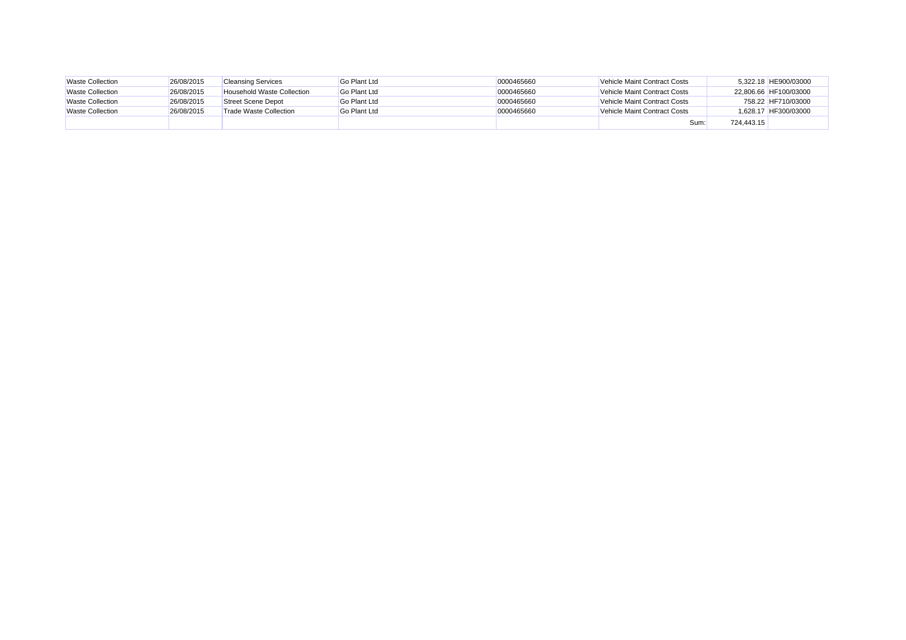| | | | | | | | |
|---|---|---|---|---|---|---|---|
| Waste Collection | 26/08/2015 | Cleansing Services | Go Plant Ltd | 0000465660 | Vehicle Maint Contract Costs | 5,322.18 | HE900/03000 |
| Waste Collection | 26/08/2015 | Household Waste Collection | Go Plant Ltd | 0000465660 | Vehicle Maint Contract Costs | 22,806.66 | HF100/03000 |
| Waste Collection | 26/08/2015 | Street Scene Depot | Go Plant Ltd | 0000465660 | Vehicle Maint Contract Costs | 758.22 | HF710/03000 |
| Waste Collection | 26/08/2015 | Trade Waste Collection | Go Plant Ltd | 0000465660 | Vehicle Maint Contract Costs | 1,628.17 | HF300/03000 |
| | | | | | Sum: | 724,443.15 | |